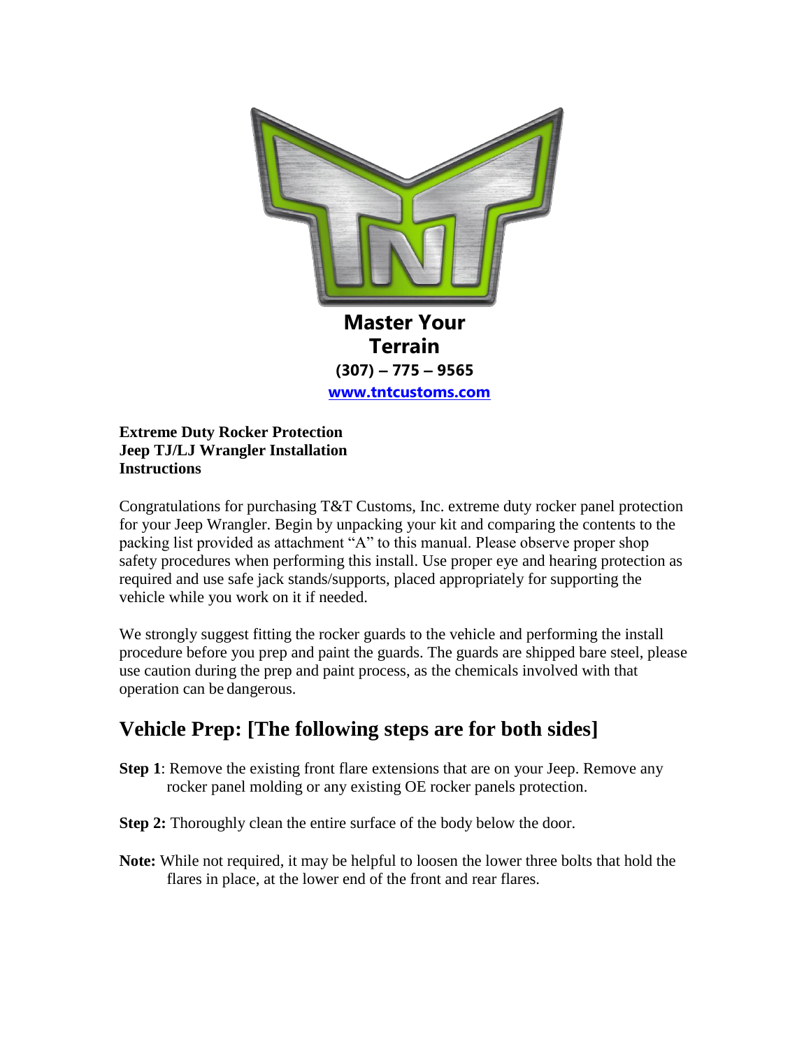**Master Your Terrain**

**(307) – 775 – 9565**

**www.tntcustoms.com**

**Extreme Duty Rocker Protection**
**Jeep TJ/LJ Wrangler Installation Instructions**

Congratulations for purchasing T&T Customs, Inc. extreme duty rocker panel protection for your Jeep Wrangler. Begin by unpacking your kit and comparing the contents to the packing list provided as attachment "A" to this manual. Please observe proper shop safety procedures when performing this install. Use proper eye and hearing protection as required and use safe jack stands/supports, placed appropriately for supporting the vehicle while you work on it if needed.

We strongly suggest fitting the rocker guards to the vehicle and performing the install procedure before you prep and paint the guards. The guards are shipped bare steel, please use caution during the prep and paint process, as the chemicals involved with that operation can be dangerous.

## Vehicle Prep: [The following steps are for both sides]

**Step 1**: Remove the existing front flare extensions that are on your Jeep. Remove any rocker panel molding or any existing OE rocker panels protection.

**Step 2:** Thoroughly clean the entire surface of the body below the door.

**Note:** While not required, it may be helpful to loosen the lower three bolts that hold the flares in place, at the lower end of the front and rear flares.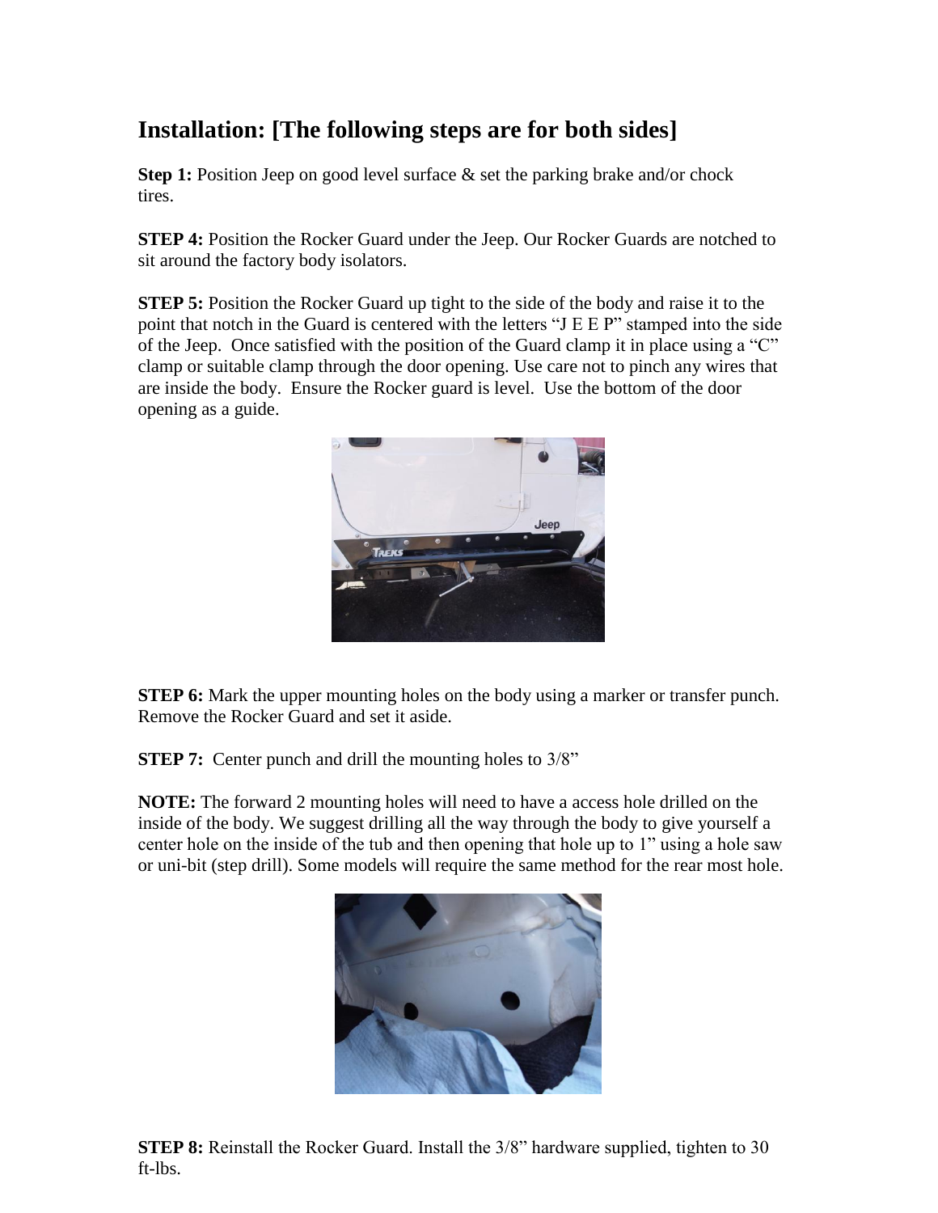## Installation: [The following steps are for both sides]

**Step 1:** Position Jeep on good level surface & set the parking brake and/or chock tires.

**STEP 4:** Position the Rocker Guard under the Jeep. Our Rocker Guards are notched to sit around the factory body isolators.

**STEP 5:** Position the Rocker Guard up tight to the side of the body and raise it to the point that notch in the Guard is centered with the letters "J E E P" stamped into the side of the Jeep. Once satisfied with the position of the Guard clamp it in place using a "C" clamp or suitable clamp through the door opening. Use care not to pinch any wires that are inside the body. Ensure the Rocker guard is level. Use the bottom of the door opening as a guide.

**STEP 6:** Mark the upper mounting holes on the body using a marker or transfer punch. Remove the Rocker Guard and set it aside.

**STEP 7:** Center punch and drill the mounting holes to 3/8"

**NOTE:** The forward 2 mounting holes will need to have a access hole drilled on the inside of the body. We suggest drilling all the way through the body to give yourself a center hole on the inside of the tub and then opening that hole up to 1" using a hole saw or uni-bit (step drill). Some models will require the same method for the rear most hole.

**STEP 8:** Reinstall the Rocker Guard. Install the 3/8" hardware supplied, tighten to 30 ft-lbs.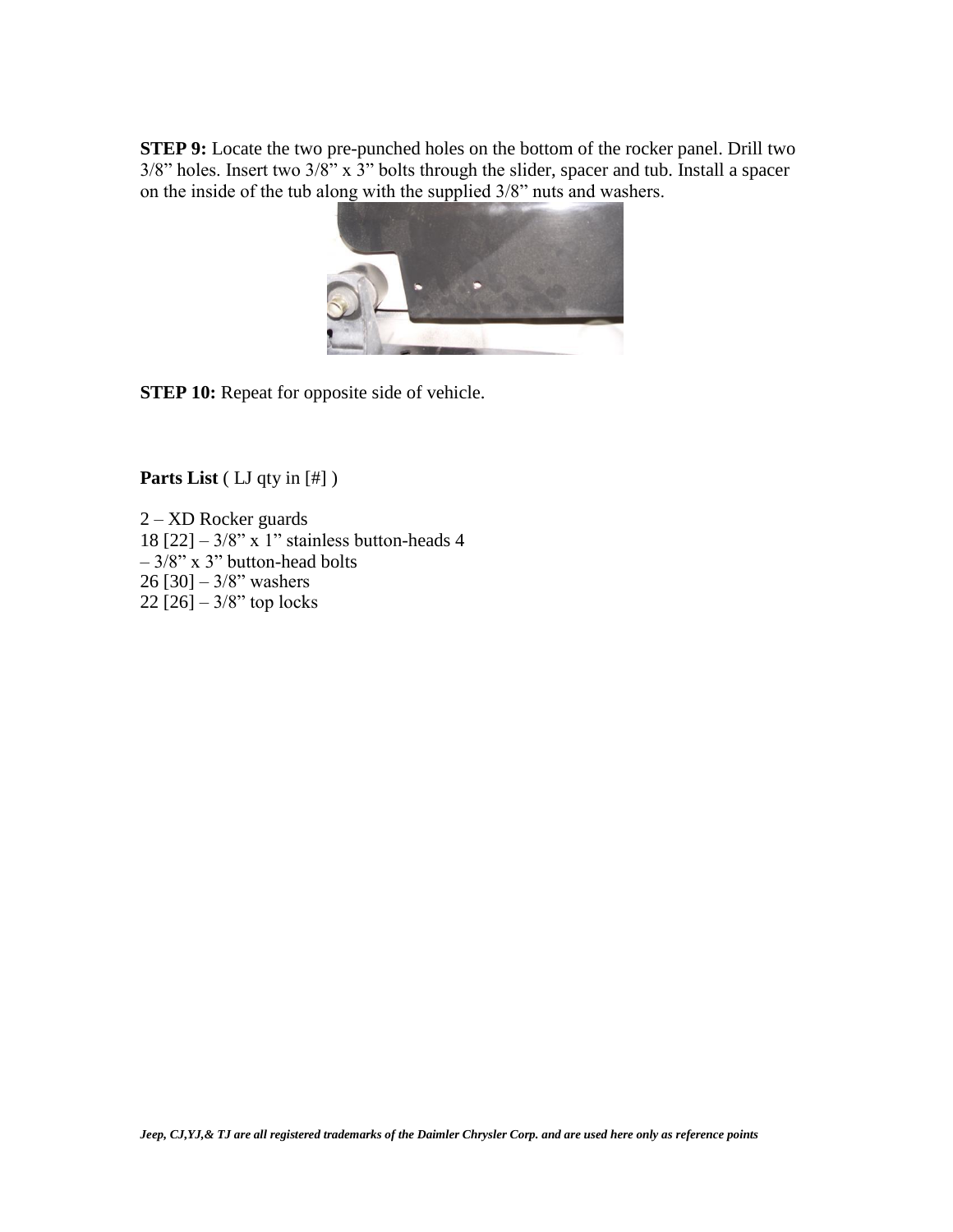**STEP 9:** Locate the two pre-punched holes on the bottom of the rocker panel. Drill two 3/8" holes. Insert two 3/8" x 3" bolts through the slider, spacer and tub. Install a spacer on the inside of the tub along with the supplied 3/8" nuts and washers.

**STEP 10:** Repeat for opposite side of vehicle.

**Parts List** ( LJ qty in [#] )

2 – XD Rocker guards
18 [22] – 3/8" x 1" stainless button-heads 4
– 3/8" x 3" button-head bolts
26 [30] – 3/8" washers
22 [26] – 3/8" top locks

***Jeep, CJ,YJ,& TJ are all registered trademarks of the Daimler Chrysler Corp. and are used here only as reference points***